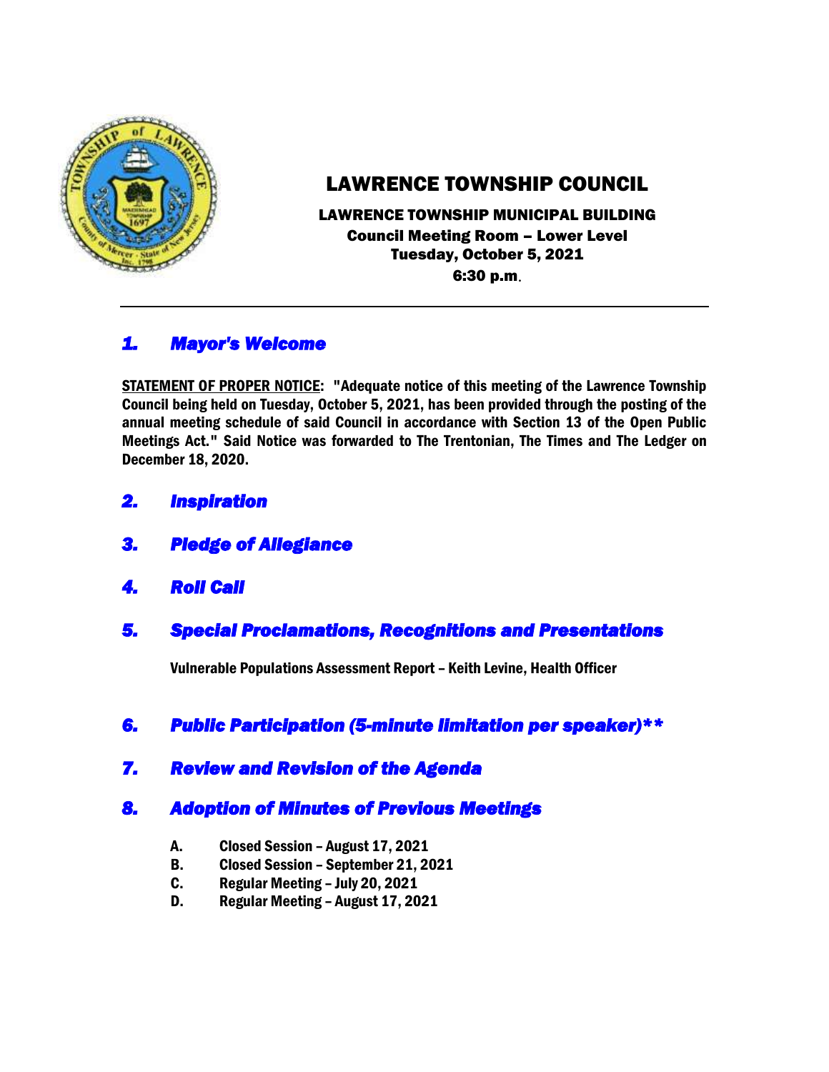# LAWRENCE TOWNSHIP COUNCIL

**LAWRENCE TOWNSHIP MUNICIPAL BUILDING**
**Council Meeting Room – Lower Level**
**Tuesday, October 5, 2021**
**6:30 p.m.**

---

## *1. Mayor's Welcome*

**STATEMENT OF PROPER NOTICE: "Adequate notice of this meeting of the Lawrence Township Council being held on Tuesday, October 5, 2021, has been provided through the posting of the annual meeting schedule of said Council in accordance with Section 13 of the Open Public Meetings Act." Said Notice was forwarded to The Trentonian, The Times and The Ledger on December 18, 2020.**

## *2. Inspiration*

## *3. Pledge of Allegiance*

## *4. Roll Call*

## *5. Special Proclamations, Recognitions and Presentations*

**Vulnerable Populations Assessment Report – Keith Levine, Health Officer**

## *6. Public Participation (5-minute limitation per speaker)**

## *7. Review and Revision of the Agenda*

## *8. Adoption of Minutes of Previous Meetings*

**A. Closed Session – August 17, 2021**
**B. Closed Session – September 21, 2021**
**C. Regular Meeting – July 20, 2021**
**D. Regular Meeting – August 17, 2021**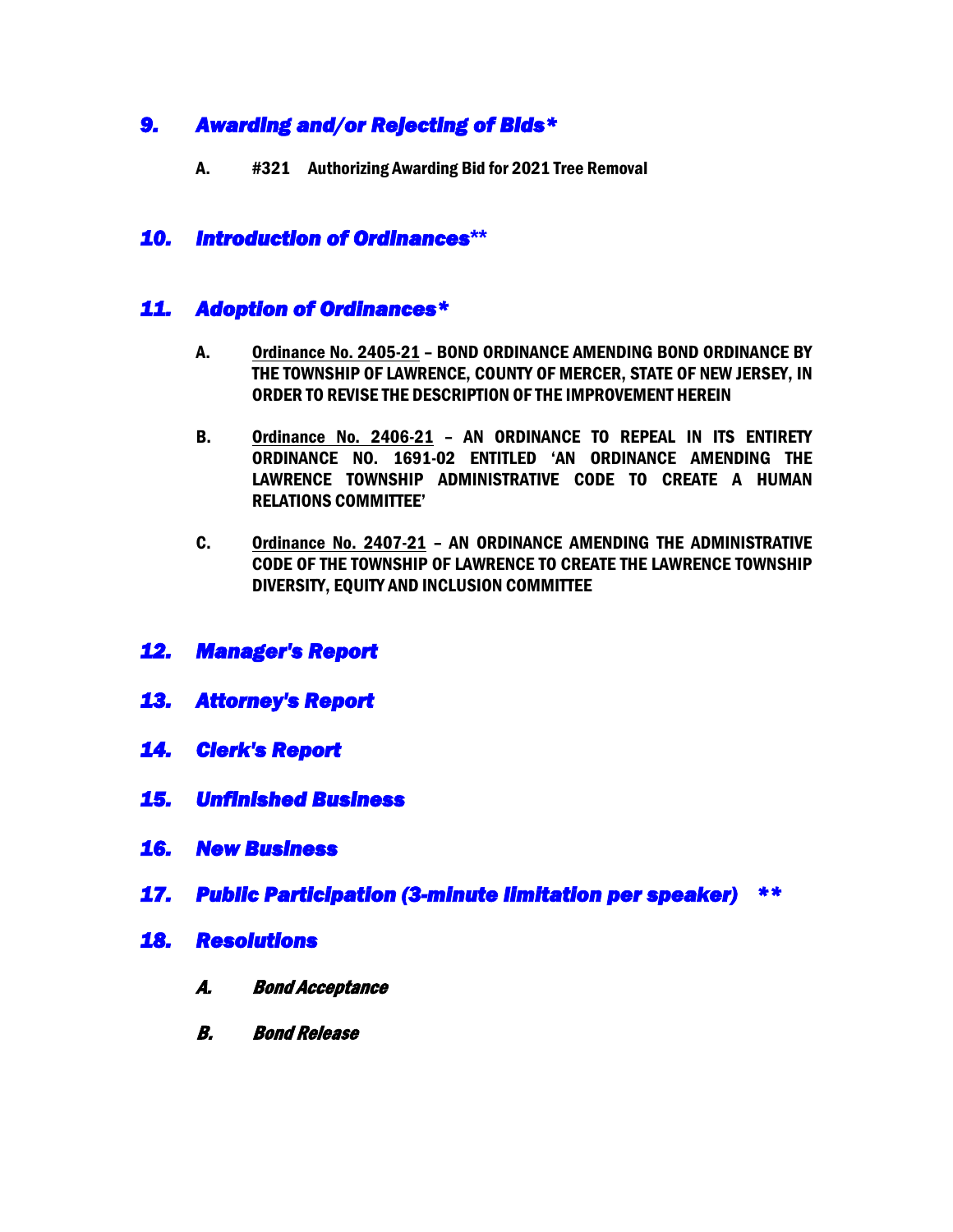## *9. Awarding and/or Rejecting of Bids**

**A. #321 Authorizing Awarding Bid for 2021 Tree Removal**

## *10. Introduction of Ordinances***

## *11. Adoption of Ordinances**

**A. Ordinance No. 2405-21 – BOND ORDINANCE AMENDING BOND ORDINANCE BY THE TOWNSHIP OF LAWRENCE, COUNTY OF MERCER, STATE OF NEW JERSEY, IN ORDER TO REVISE THE DESCRIPTION OF THE IMPROVEMENT HEREIN**

**B. Ordinance No. 2406-21 – AN ORDINANCE TO REPEAL IN ITS ENTIRETY ORDINANCE NO. 1691-02 ENTITLED 'AN ORDINANCE AMENDING THE LAWRENCE TOWNSHIP ADMINISTRATIVE CODE TO CREATE A HUMAN RELATIONS COMMITTEE'**

**C. Ordinance No. 2407-21 – AN ORDINANCE AMENDING THE ADMINISTRATIVE CODE OF THE TOWNSHIP OF LAWRENCE TO CREATE THE LAWRENCE TOWNSHIP DIVERSITY, EQUITY AND INCLUSION COMMITTEE**

## *12. Manager's Report*

## *13. Attorney's Report*

## *14. Clerk's Report*

## *15. Unfinished Business*

## *16. New Business*

## *17. Public Participation (3-minute limitation per speaker) ***

## *18. Resolutions*

***A. Bond Acceptance***

***B. Bond Release***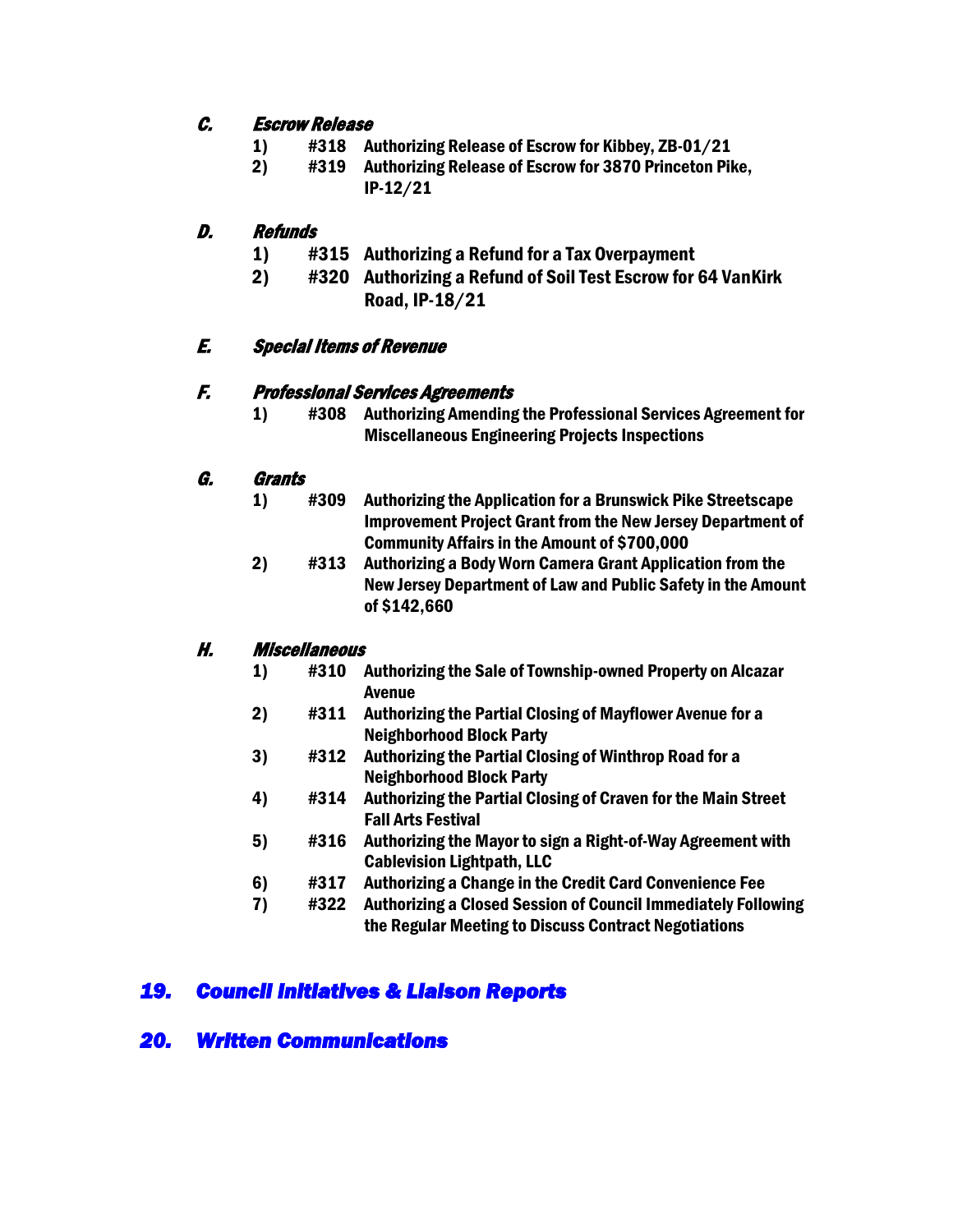### *C. Escrow Release*

1) **#318 Authorizing Release of Escrow for Kibbey, ZB-01/21**
2) **#319 Authorizing Release of Escrow for 3870 Princeton Pike, IP-12/21**

### *D. Refunds*

1) **#315 Authorizing a Refund for a Tax Overpayment**
2) **#320 Authorizing a Refund of Soil Test Escrow for 64 VanKirk Road, IP-18/21**

### *E. Special Items of Revenue*

### *F. Professional Services Agreements*

1) **#308 Authorizing Amending the Professional Services Agreement for Miscellaneous Engineering Projects Inspections**

### *G. Grants*

1) **#309 Authorizing the Application for a Brunswick Pike Streetscape Improvement Project Grant from the New Jersey Department of Community Affairs in the Amount of $700,000**
2) **#313 Authorizing a Body Worn Camera Grant Application from the New Jersey Department of Law and Public Safety in the Amount of $142,660**

### *H. Miscellaneous*

1) **#310 Authorizing the Sale of Township-owned Property on Alcazar Avenue**
2) **#311 Authorizing the Partial Closing of Mayflower Avenue for a Neighborhood Block Party**
3) **#312 Authorizing the Partial Closing of Winthrop Road for a Neighborhood Block Party**
4) **#314 Authorizing the Partial Closing of Craven for the Main Street Fall Arts Festival**
5) **#316 Authorizing the Mayor to sign a Right-of-Way Agreement with Cablevision Lightpath, LLC**
6) **#317 Authorizing a Change in the Credit Card Convenience Fee**
7) **#322 Authorizing a Closed Session of Council Immediately Following the Regular Meeting to Discuss Contract Negotiations**

## *19. Council Initiatives & Liaison Reports*

## *20. Written Communications*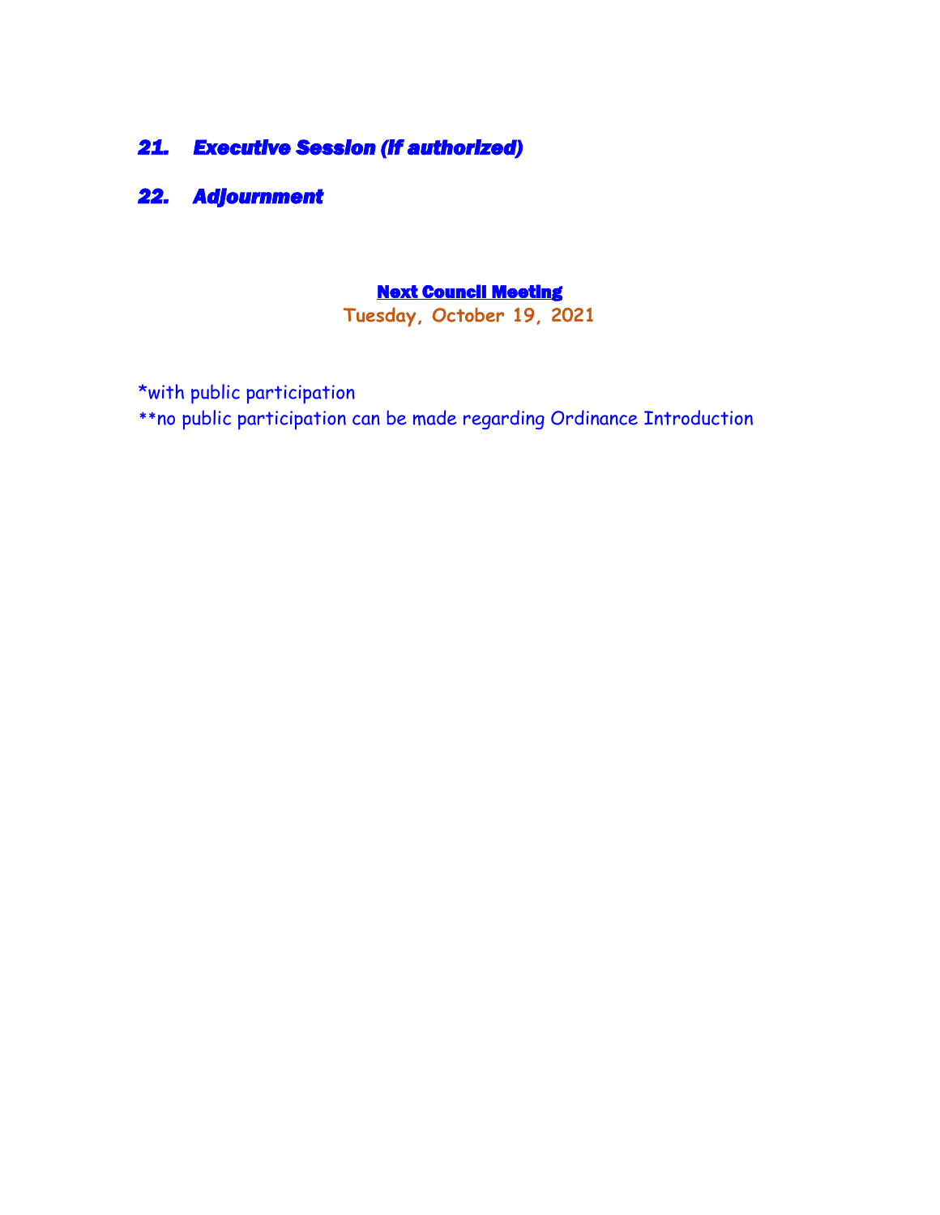***21. Executive Session (If authorized)***

***22. Adjournment***

**Next Council Meeting**

**Tuesday, October 19, 2021**

*with public participation

**no public participation can be made regarding Ordinance Introduction